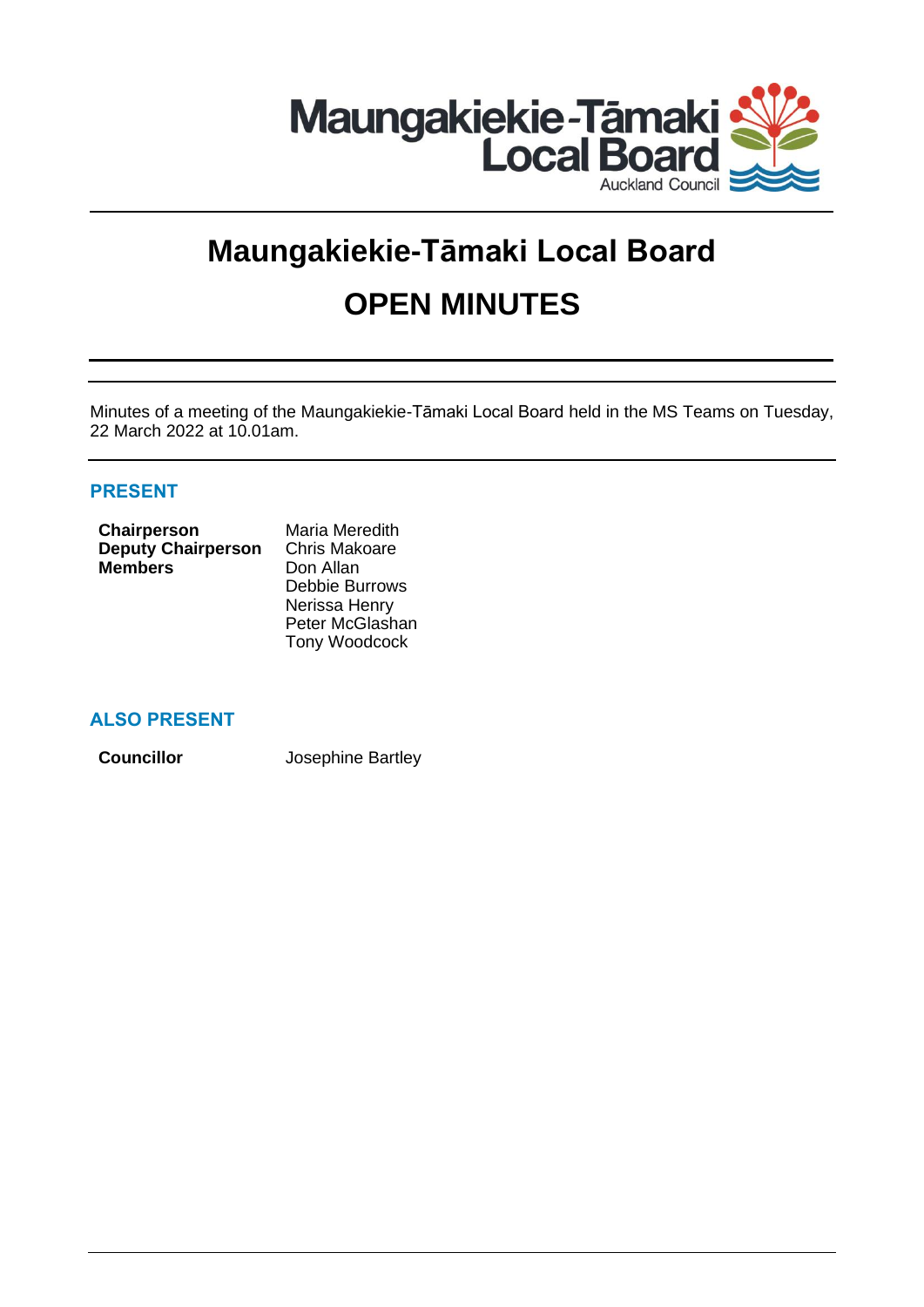# Maungakiekie-Tāmaki Local Board

# OPEN MINUTES

Minutes of a meeting of the Maungakiekie-Tāmaki Local Board held in the MS Teams on Tuesday, 22 March 2022 at 10.01am.

## PRESENT

| | |
|---|---|
| **Chairperson** | Maria Meredith |
| **Deputy Chairperson** | Chris Makoare |
| **Members** | Don Allan |
| | Debbie Burrows |
| | Nerissa Henry |
| | Peter McGlashan |
| | Tony Woodcock |

## ALSO PRESENT

| | |
|---|---|
| **Councillor** | Josephine Bartley |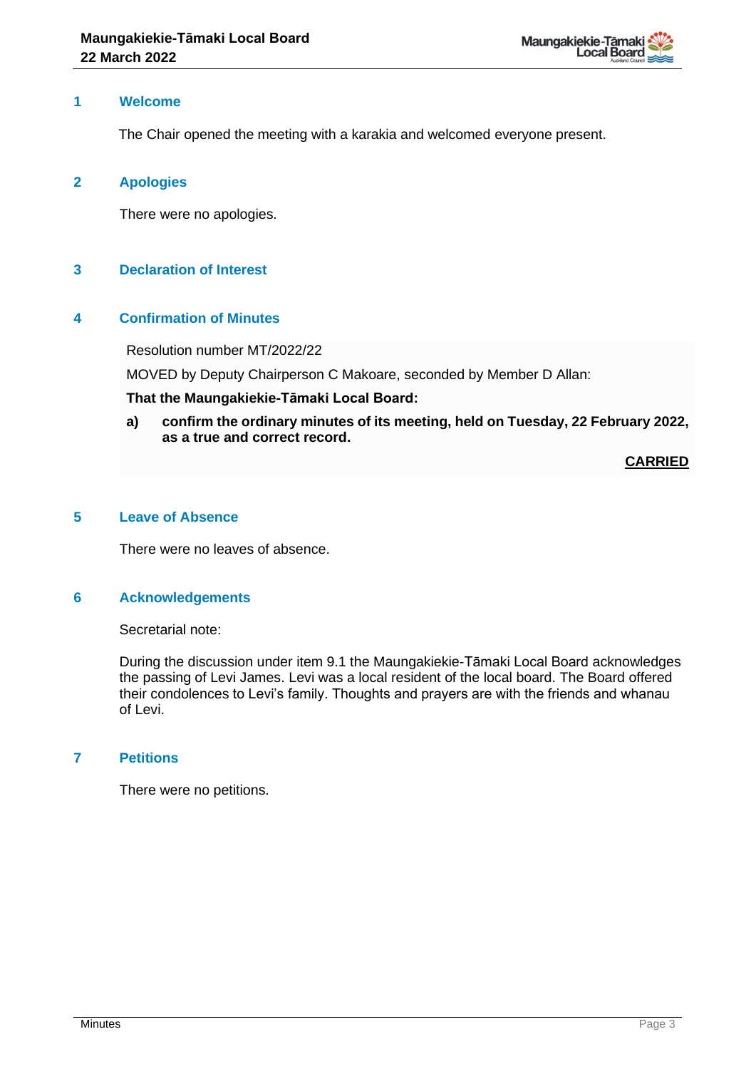## 1 Welcome

The Chair opened the meeting with a karakia and welcomed everyone present.

## 2 Apologies

There were no apologies.

## 3 Declaration of Interest

## 4 Confirmation of Minutes

Resolution number MT/2022/22

MOVED by Deputy Chairperson C Makoare, seconded by Member D Allan:

**That the Maungakiekie-Tāmaki Local Board:**

**a) confirm the ordinary minutes of its meeting, held on Tuesday, 22 February 2022, as a true and correct record.**

**CARRIED**

## 5 Leave of Absence

There were no leaves of absence.

## 6 Acknowledgements

Secretarial note:

During the discussion under item 9.1 the Maungakiekie-Tāmaki Local Board acknowledges the passing of Levi James. Levi was a local resident of the local board. The Board offered their condolences to Levi's family. Thoughts and prayers are with the friends and whanau of Levi.

## 7 Petitions

There were no petitions.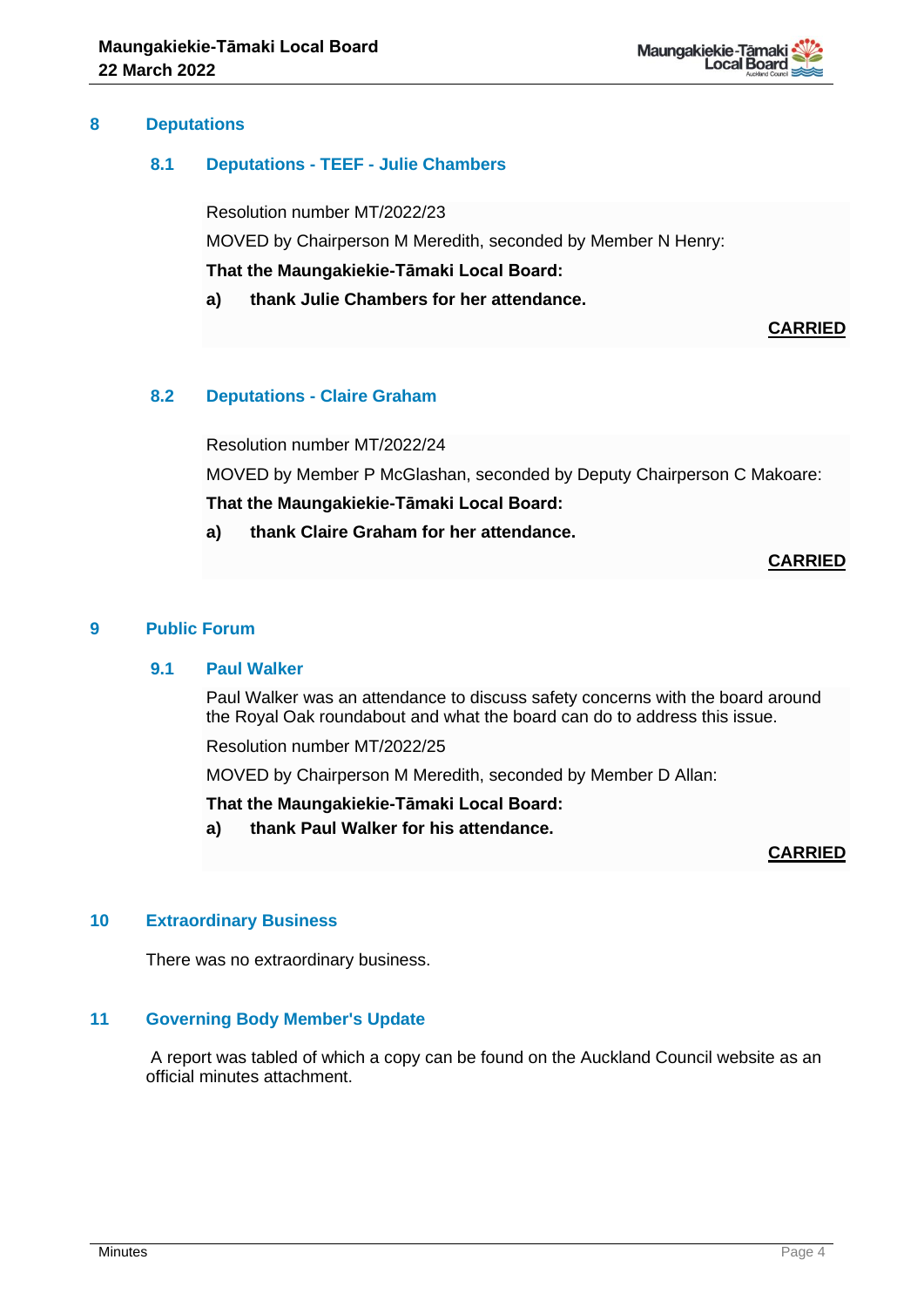## 8 Deputations

### 8.1 Deputations - TEEF - Julie Chambers

Resolution number MT/2022/23

MOVED by Chairperson M Meredith, seconded by Member N Henry:

**That the Maungakiekie-Tāmaki Local Board:**

**a) thank Julie Chambers for her attendance.**

**CARRIED**

### 8.2 Deputations - Claire Graham

Resolution number MT/2022/24

MOVED by Member P McGlashan, seconded by Deputy Chairperson C Makoare:

**That the Maungakiekie-Tāmaki Local Board:**

**a) thank Claire Graham for her attendance.**

**CARRIED**

## 9 Public Forum

### 9.1 Paul Walker

Paul Walker was an attendance to discuss safety concerns with the board around the Royal Oak roundabout and what the board can do to address this issue.

Resolution number MT/2022/25

MOVED by Chairperson M Meredith, seconded by Member D Allan:

**That the Maungakiekie-Tāmaki Local Board:**

**a) thank Paul Walker for his attendance.**

**CARRIED**

## 10 Extraordinary Business

There was no extraordinary business.

## 11 Governing Body Member's Update

A report was tabled of which a copy can be found on the Auckland Council website as an official minutes attachment.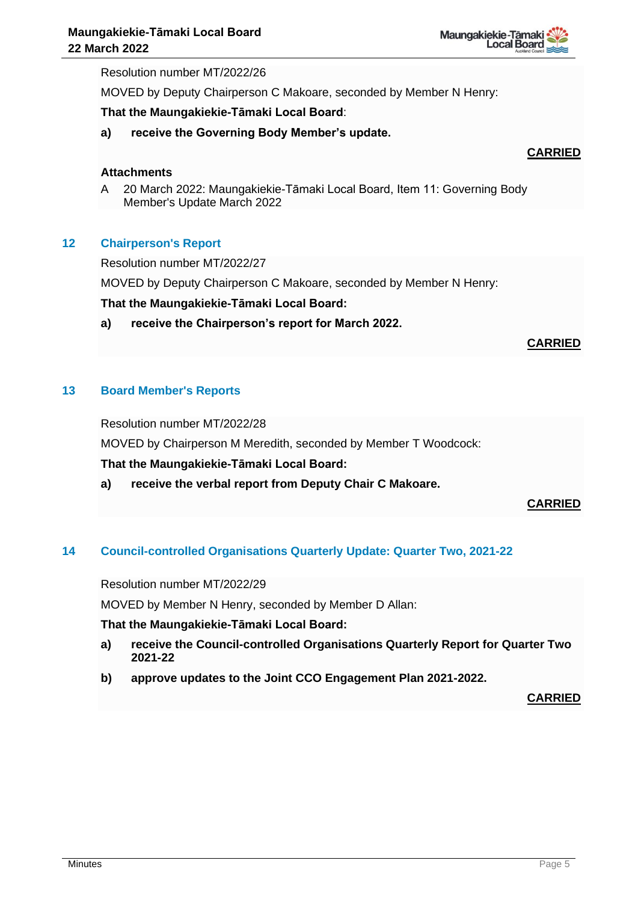Resolution number MT/2022/26

MOVED by Deputy Chairperson C Makoare, seconded by Member N Henry:

**That the Maungakiekie-Tāmaki Local Board**:

a) **receive the Governing Body Member's update.**

**CARRIED**

**Attachments**

A 20 March 2022: Maungakiekie-Tāmaki Local Board, Item 11: Governing Body Member's Update March 2022

## 12 Chairperson's Report

Resolution number MT/2022/27

MOVED by Deputy Chairperson C Makoare, seconded by Member N Henry:

**That the Maungakiekie-Tāmaki Local Board:**

a) **receive the Chairperson's report for March 2022.**

**CARRIED**

## 13 Board Member's Reports

Resolution number MT/2022/28

MOVED by Chairperson M Meredith, seconded by Member T Woodcock:

**That the Maungakiekie-Tāmaki Local Board:**

a) **receive the verbal report from Deputy Chair C Makoare.**

**CARRIED**

## 14 Council-controlled Organisations Quarterly Update: Quarter Two, 2021-22

Resolution number MT/2022/29

MOVED by Member N Henry, seconded by Member D Allan:

**That the Maungakiekie-Tāmaki Local Board:**

a) **receive the Council-controlled Organisations Quarterly Report for Quarter Two 2021-22**

b) **approve updates to the Joint CCO Engagement Plan 2021-2022.**

**CARRIED**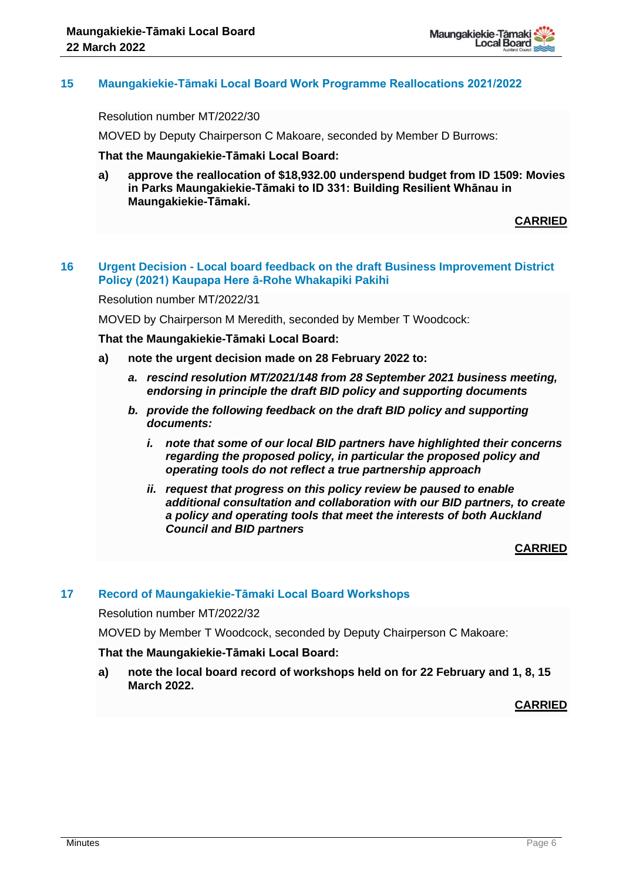## 15 Maungakiekie-Tāmaki Local Board Work Programme Reallocations 2021/2022

Resolution number MT/2022/30

MOVED by Deputy Chairperson C Makoare, seconded by Member D Burrows:

**That the Maungakiekie-Tāmaki Local Board:**

**a) approve the reallocation of $18,932.00 underspend budget from ID 1509: Movies in Parks Maungakiekie-Tāmaki to ID 331: Building Resilient Whānau in Maungakiekie-Tāmaki.**

**CARRIED**

## 16 Urgent Decision - Local board feedback on the draft Business Improvement District Policy (2021) Kaupapa Here ā-Rohe Whakapiki Pakihi

Resolution number MT/2022/31

MOVED by Chairperson M Meredith, seconded by Member T Woodcock:

**That the Maungakiekie-Tāmaki Local Board:**

**a) note the urgent decision made on 28 February 2022 to:**

***a. rescind resolution MT/2021/148 from 28 September 2021 business meeting, endorsing in principle the draft BID policy and supporting documents***

***b. provide the following feedback on the draft BID policy and supporting documents:***

***i. note that some of our local BID partners have highlighted their concerns regarding the proposed policy, in particular the proposed policy and operating tools do not reflect a true partnership approach***

***ii. request that progress on this policy review be paused to enable additional consultation and collaboration with our BID partners, to create a policy and operating tools that meet the interests of both Auckland Council and BID partners***

**CARRIED**

## 17 Record of Maungakiekie-Tāmaki Local Board Workshops

Resolution number MT/2022/32

MOVED by Member T Woodcock, seconded by Deputy Chairperson C Makoare:

**That the Maungakiekie-Tāmaki Local Board:**

**a) note the local board record of workshops held on for 22 February and 1, 8, 15 March 2022.**

**CARRIED**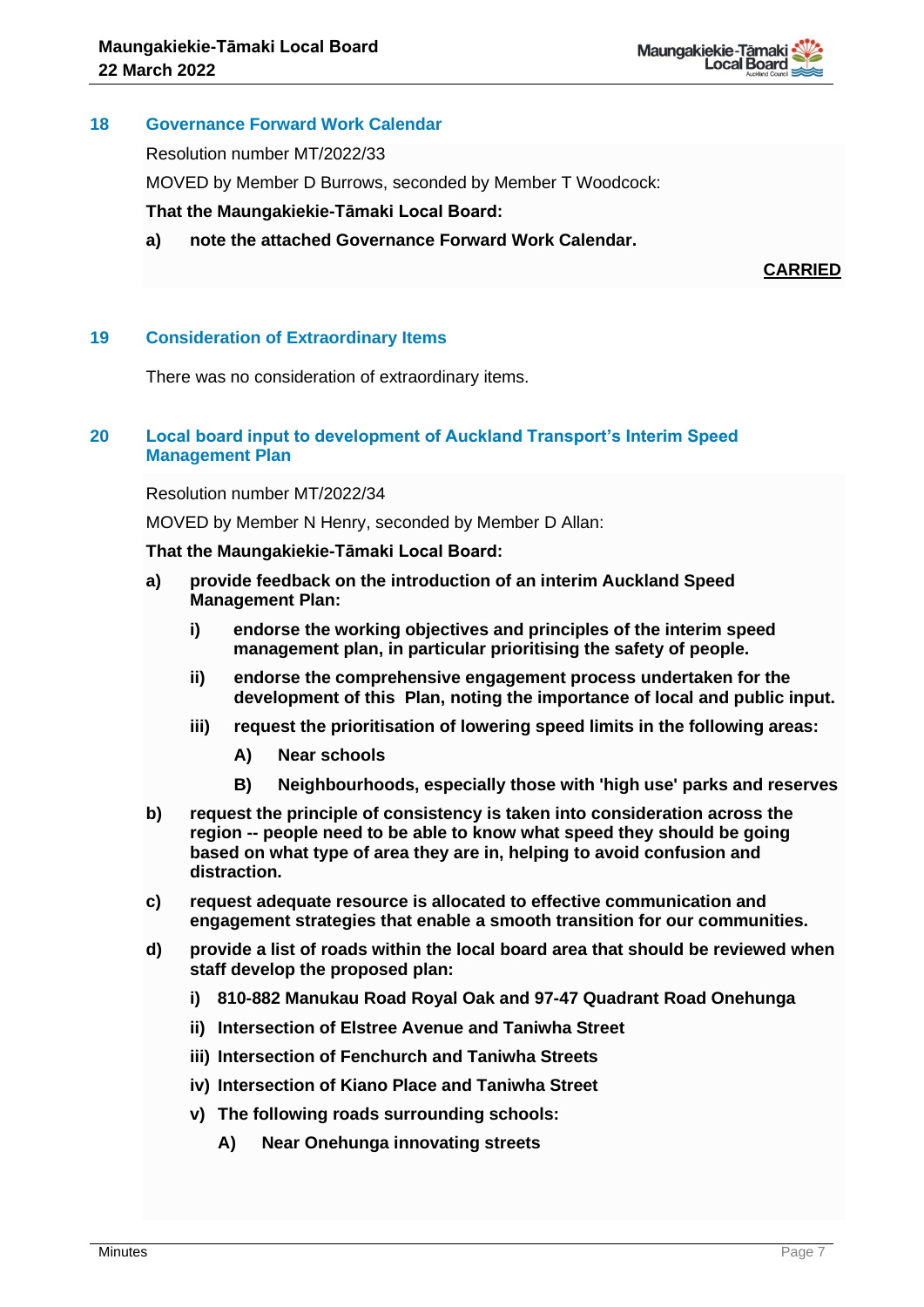## 18 Governance Forward Work Calendar

Resolution number MT/2022/33

MOVED by Member D Burrows, seconded by Member T Woodcock:

**That the Maungakiekie-Tāmaki Local Board:**

**a) note the attached Governance Forward Work Calendar.**

**CARRIED**

## 19 Consideration of Extraordinary Items

There was no consideration of extraordinary items.

## 20 Local board input to development of Auckland Transport's Interim Speed Management Plan

Resolution number MT/2022/34

MOVED by Member N Henry, seconded by Member D Allan:

**That the Maungakiekie-Tāmaki Local Board:**

**a) provide feedback on the introduction of an interim Auckland Speed Management Plan:**

- **i) endorse the working objectives and principles of the interim speed management plan, in particular prioritising the safety of people.**
- **ii) endorse the comprehensive engagement process undertaken for the development of this Plan, noting the importance of local and public input.**
- **iii) request the prioritisation of lowering speed limits in the following areas:**
  - **A) Near schools**
  - **B) Neighbourhoods, especially those with 'high use' parks and reserves**

**b) request the principle of consistency is taken into consideration across the region -- people need to be able to know what speed they should be going based on what type of area they are in, helping to avoid confusion and distraction.**

**c) request adequate resource is allocated to effective communication and engagement strategies that enable a smooth transition for our communities.**

**d) provide a list of roads within the local board area that should be reviewed when staff develop the proposed plan:**

- **i) 810-882 Manukau Road Royal Oak and 97-47 Quadrant Road Onehunga**
- **ii) Intersection of Elstree Avenue and Taniwha Street**
- **iii) Intersection of Fenchurch and Taniwha Streets**
- **iv) Intersection of Kiano Place and Taniwha Street**
- **v) The following roads surrounding schools:**
  - **A) Near Onehunga innovating streets**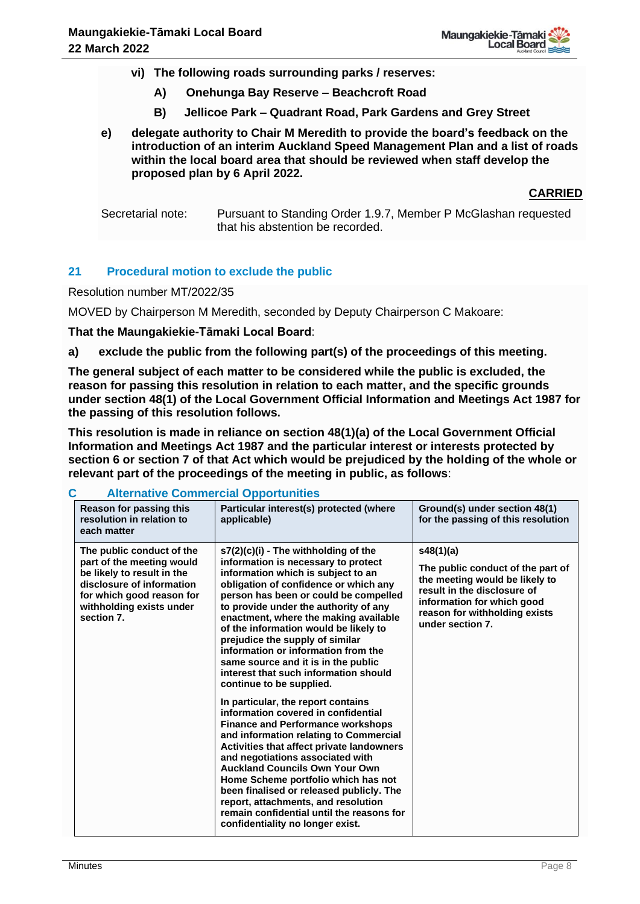**vi) The following roads surrounding parks / reserves:**

**A) Onehunga Bay Reserve – Beachcroft Road**

**B) Jellicoe Park – Quadrant Road, Park Gardens and Grey Street**

**e) delegate authority to Chair M Meredith to provide the board's feedback on the introduction of an interim Auckland Speed Management Plan and a list of roads within the local board area that should be reviewed when staff develop the proposed plan by 6 April 2022.**

**CARRIED**

Secretarial note: Pursuant to Standing Order 1.9.7, Member P McGlashan requested that his abstention be recorded.

## 21 Procedural motion to exclude the public

Resolution number MT/2022/35

MOVED by Chairperson M Meredith, seconded by Deputy Chairperson C Makoare:

**That the Maungakiekie-Tāmaki Local Board**:

**a) exclude the public from the following part(s) of the proceedings of this meeting.**

**The general subject of each matter to be considered while the public is excluded, the reason for passing this resolution in relation to each matter, and the specific grounds under section 48(1) of the Local Government Official Information and Meetings Act 1987 for the passing of this resolution follows.**

**This resolution is made in reliance on section 48(1)(a) of the Local Government Official Information and Meetings Act 1987 and the particular interest or interests protected by section 6 or section 7 of that Act which would be prejudiced by the holding of the whole or relevant part of the proceedings of the meeting in public, as follows**:

### C Alternative Commercial Opportunities

| Reason for passing this resolution in relation to each matter | Particular interest(s) protected (where applicable) | Ground(s) under section 48(1) for the passing of this resolution |
|---|---|---|
| **The public conduct of the part of the meeting would be likely to result in the disclosure of information for which good reason for withholding exists under section 7.** | **s7(2)(c)(i) - The withholding of the information is necessary to protect information which is subject to an obligation of confidence or which any person has been or could be compelled to provide under the authority of any enactment, where the making available of the information would be likely to prejudice the supply of similar information or information from the same source and it is in the public interest that such information should continue to be supplied.**<br><br>**In particular, the report contains information covered in confidential Finance and Performance workshops and information relating to Commercial Activities that affect private landowners and negotiations associated with Auckland Councils Own Your Own Home Scheme portfolio which has not been finalised or released publicly. The report, attachments, and resolution remain confidential until the reasons for confidentiality no longer exist.** | **s48(1)(a)**<br><br>**The public conduct of the part of the meeting would be likely to result in the disclosure of information for which good reason for withholding exists under section 7.** |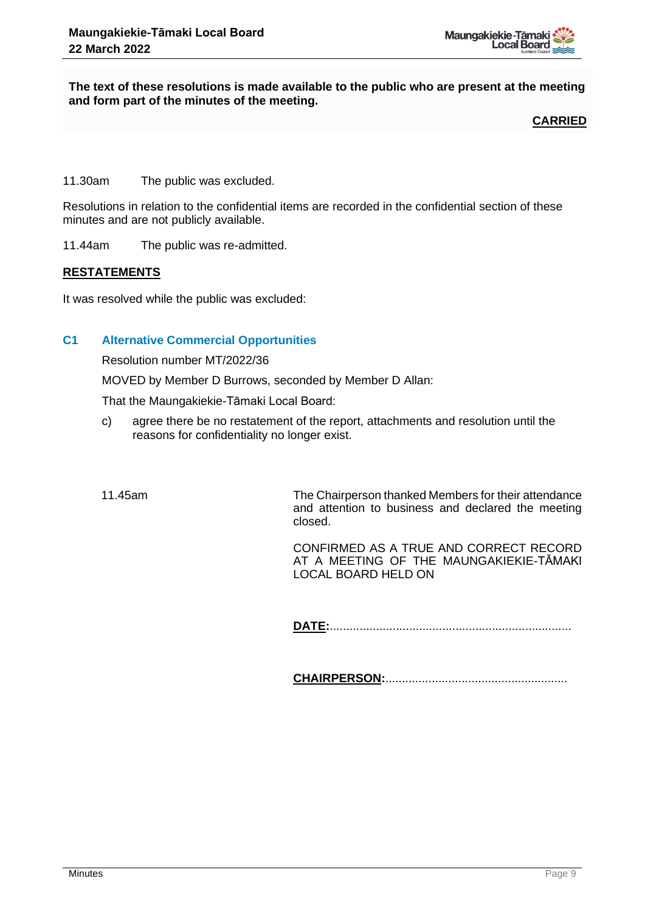**The text of these resolutions is made available to the public who are present at the meeting and form part of the minutes of the meeting.**

**CARRIED**

11.30am The public was excluded.

Resolutions in relation to the confidential items are recorded in the confidential section of these minutes and are not publicly available.

11.44am The public was re-admitted.

**RESTATEMENTS**

It was resolved while the public was excluded:

### C1 Alternative Commercial Opportunities

Resolution number MT/2022/36

MOVED by Member D Burrows, seconded by Member D Allan:

That the Maungakiekie-Tāmaki Local Board:

c) agree there be no restatement of the report, attachments and resolution until the reasons for confidentiality no longer exist.

11.45am The Chairperson thanked Members for their attendance and attention to business and declared the meeting closed.

CONFIRMED AS A TRUE AND CORRECT RECORD AT A MEETING OF THE MAUNGAKIEKIE-TĀMAKI LOCAL BOARD HELD ON

**DATE:**.........................................................................

**CHAIRPERSON:**.......................................................